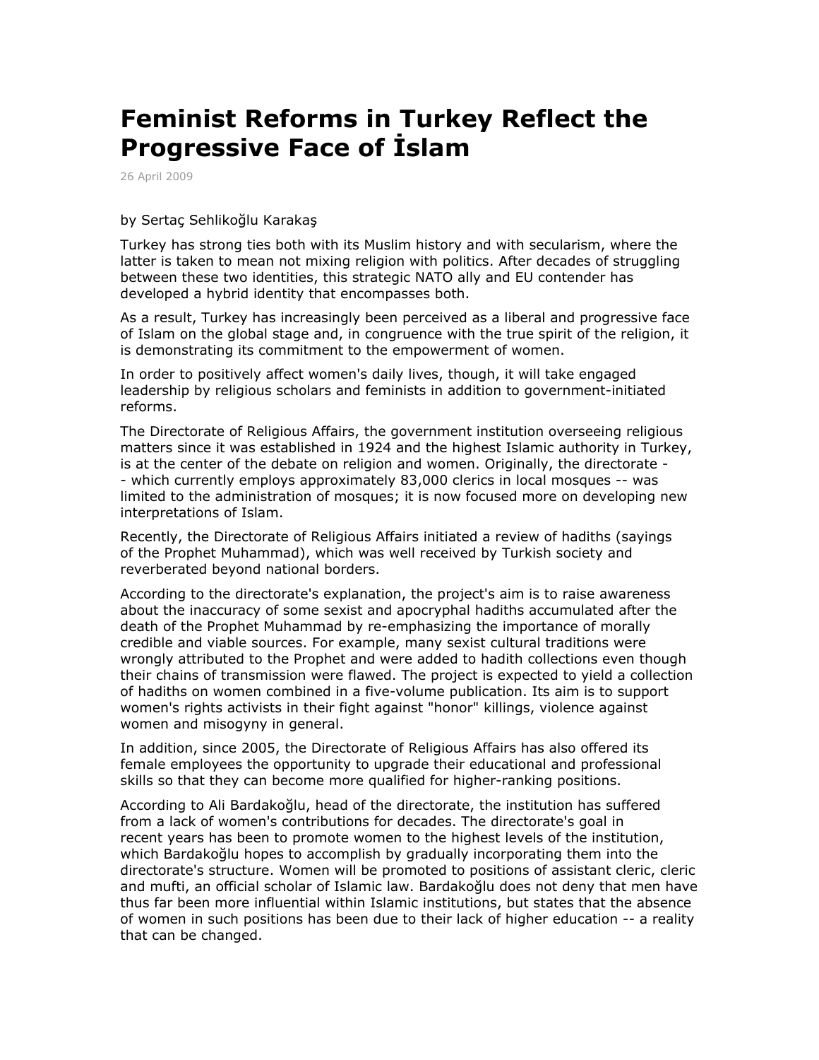# Feminist Reforms in Turkey Reflect the Progressive Face of İslam

26 April 2009

by Sertaç Sehlikoğlu Karakaş

Turkey has strong ties both with its Muslim history and with secularism, where the latter is taken to mean not mixing religion with politics. After decades of struggling between these two identities, this strategic NATO ally and EU contender has developed a hybrid identity that encompasses both.

As a result, Turkey has increasingly been perceived as a liberal and progressive face of Islam on the global stage and, in congruence with the true spirit of the religion, it is demonstrating its commitment to the empowerment of women.

In order to positively affect women's daily lives, though, it will take engaged leadership by religious scholars and feminists in addition to government-initiated reforms.

The Directorate of Religious Affairs, the government institution overseeing religious matters since it was established in 1924 and the highest Islamic authority in Turkey, is at the center of the debate on religion and women. Originally, the directorate -- which currently employs approximately 83,000 clerics in local mosques -- was limited to the administration of mosques; it is now focused more on developing new interpretations of Islam.

Recently, the Directorate of Religious Affairs initiated a review of hadiths (sayings of the Prophet Muhammad), which was well received by Turkish society and reverberated beyond national borders.

According to the directorate's explanation, the project's aim is to raise awareness about the inaccuracy of some sexist and apocryphal hadiths accumulated after the death of the Prophet Muhammad by re-emphasizing the importance of morally credible and viable sources. For example, many sexist cultural traditions were wrongly attributed to the Prophet and were added to hadith collections even though their chains of transmission were flawed. The project is expected to yield a collection of hadiths on women combined in a five-volume publication. Its aim is to support women's rights activists in their fight against "honor" killings, violence against women and misogyny in general.

In addition, since 2005, the Directorate of Religious Affairs has also offered its female employees the opportunity to upgrade their educational and professional skills so that they can become more qualified for higher-ranking positions.

According to Ali Bardakoğlu, head of the directorate, the institution has suffered from a lack of women's contributions for decades. The directorate's goal in recent years has been to promote women to the highest levels of the institution, which Bardakoğlu hopes to accomplish by gradually incorporating them into the directorate's structure. Women will be promoted to positions of assistant cleric, cleric and mufti, an official scholar of Islamic law. Bardakoğlu does not deny that men have thus far been more influential within Islamic institutions, but states that the absence of women in such positions has been due to their lack of higher education -- a reality that can be changed.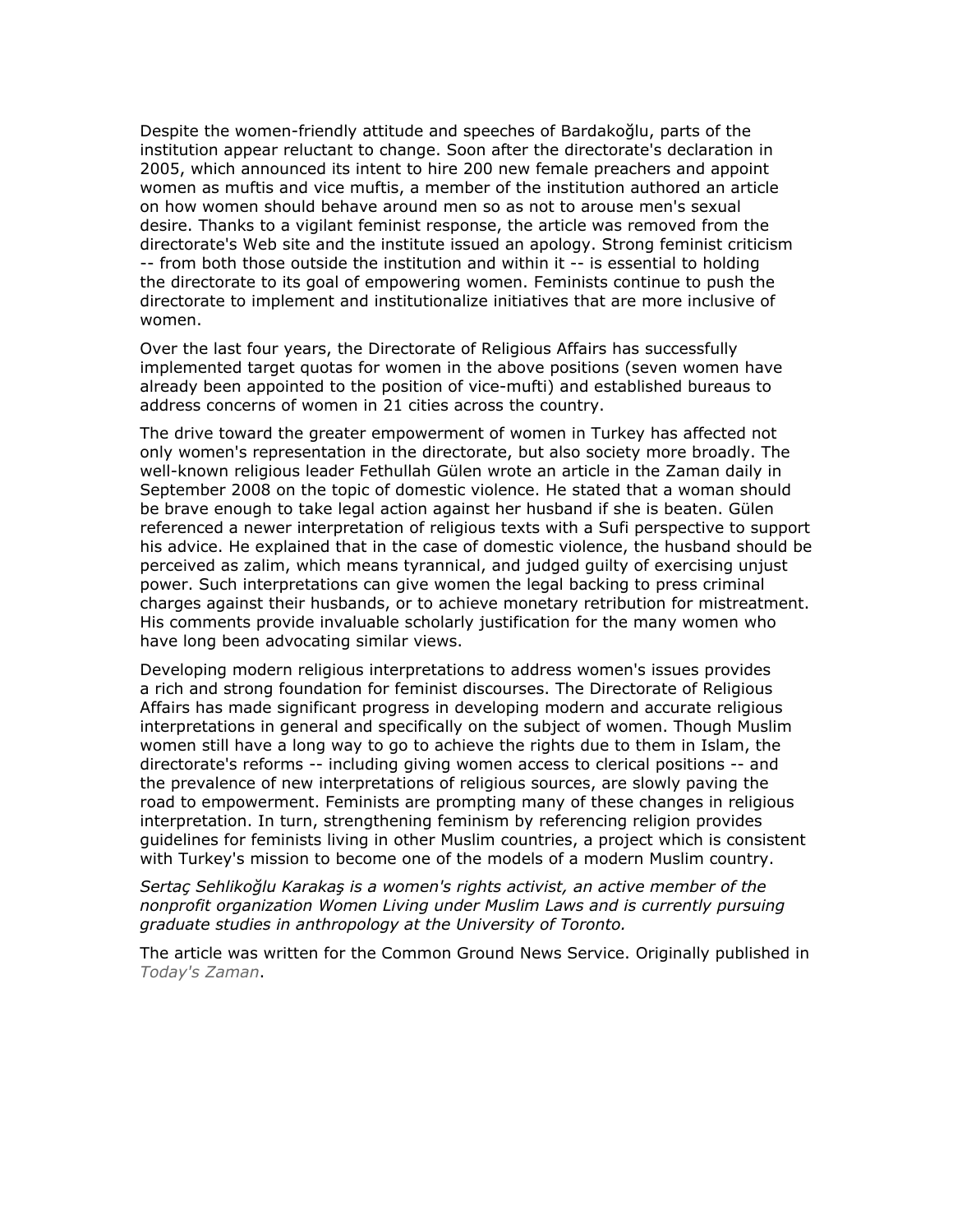Despite the women-friendly attitude and speeches of Bardakoğlu, parts of the institution appear reluctant to change. Soon after the directorate's declaration in 2005, which announced its intent to hire 200 new female preachers and appoint women as muftis and vice muftis, a member of the institution authored an article on how women should behave around men so as not to arouse men's sexual desire. Thanks to a vigilant feminist response, the article was removed from the directorate's Web site and the institute issued an apology. Strong feminist criticism -- from both those outside the institution and within it -- is essential to holding the directorate to its goal of empowering women. Feminists continue to push the directorate to implement and institutionalize initiatives that are more inclusive of women.

Over the last four years, the Directorate of Religious Affairs has successfully implemented target quotas for women in the above positions (seven women have already been appointed to the position of vice-mufti) and established bureaus to address concerns of women in 21 cities across the country.

The drive toward the greater empowerment of women in Turkey has affected not only women's representation in the directorate, but also society more broadly. The well-known religious leader Fethullah Gülen wrote an article in the Zaman daily in September 2008 on the topic of domestic violence. He stated that a woman should be brave enough to take legal action against her husband if she is beaten. Gülen referenced a newer interpretation of religious texts with a Sufi perspective to support his advice. He explained that in the case of domestic violence, the husband should be perceived as zalim, which means tyrannical, and judged guilty of exercising unjust power. Such interpretations can give women the legal backing to press criminal charges against their husbands, or to achieve monetary retribution for mistreatment. His comments provide invaluable scholarly justification for the many women who have long been advocating similar views.

Developing modern religious interpretations to address women's issues provides a rich and strong foundation for feminist discourses. The Directorate of Religious Affairs has made significant progress in developing modern and accurate religious interpretations in general and specifically on the subject of women. Though Muslim women still have a long way to go to achieve the rights due to them in Islam, the directorate's reforms -- including giving women access to clerical positions -- and the prevalence of new interpretations of religious sources, are slowly paving the road to empowerment. Feminists are prompting many of these changes in religious interpretation. In turn, strengthening feminism by referencing religion provides guidelines for feminists living in other Muslim countries, a project which is consistent with Turkey's mission to become one of the models of a modern Muslim country.

*Sertaç Sehlikoğlu Karakaş is a women's rights activist, an active member of the nonprofit organization Women Living under Muslim Laws and is currently pursuing graduate studies in anthropology at the University of Toronto.*

The article was written for the Common Ground News Service. Originally published in *Today's Zaman*.